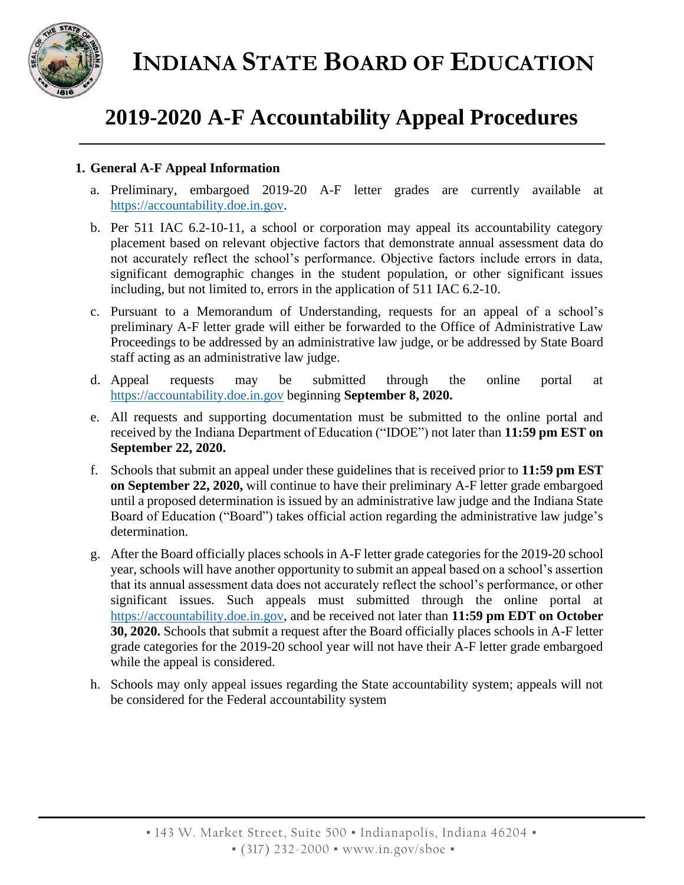# INDIANA STATE BOARD OF EDUCATION

# 2019-2020 A-F Accountability Appeal Procedures

**1. General A-F Appeal Information**

a. Preliminary, embargoed 2019-20 A-F letter grades are currently available at https://accountability.doe.in.gov.

b. Per 511 IAC 6.2-10-11, a school or corporation may appeal its accountability category placement based on relevant objective factors that demonstrate annual assessment data do not accurately reflect the school's performance. Objective factors include errors in data, significant demographic changes in the student population, or other significant issues including, but not limited to, errors in the application of 511 IAC 6.2-10.

c. Pursuant to a Memorandum of Understanding, requests for an appeal of a school's preliminary A-F letter grade will either be forwarded to the Office of Administrative Law Proceedings to be addressed by an administrative law judge, or be addressed by State Board staff acting as an administrative law judge.

d. Appeal requests may be submitted through the online portal at https://accountability.doe.in.gov beginning **September 8, 2020.**

e. All requests and supporting documentation must be submitted to the online portal and received by the Indiana Department of Education ("IDOE") not later than **11:59 pm EST on September 22, 2020.**

f. Schools that submit an appeal under these guidelines that is received prior to **11:59 pm EST on September 22, 2020,** will continue to have their preliminary A-F letter grade embargoed until a proposed determination is issued by an administrative law judge and the Indiana State Board of Education ("Board") takes official action regarding the administrative law judge's determination.

g. After the Board officially places schools in A-F letter grade categories for the 2019-20 school year, schools will have another opportunity to submit an appeal based on a school's assertion that its annual assessment data does not accurately reflect the school's performance, or other significant issues. Such appeals must submitted through the online portal at https://accountability.doe.in.gov, and be received not later than **11:59 pm EDT on October 30, 2020.** Schools that submit a request after the Board officially places schools in A-F letter grade categories for the 2019-20 school year will not have their A-F letter grade embargoed while the appeal is considered.

h. Schools may only appeal issues regarding the State accountability system; appeals will not be considered for the Federal accountability system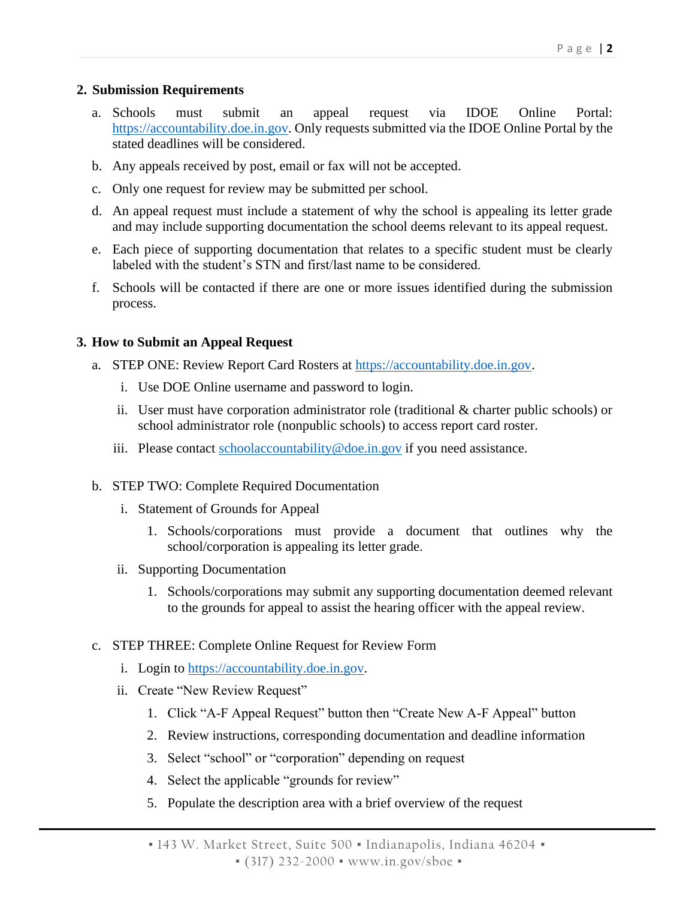## 2. Submission Requirements

a. Schools must submit an appeal request via IDOE Online Portal: https://accountability.doe.in.gov. Only requests submitted via the IDOE Online Portal by the stated deadlines will be considered.

b. Any appeals received by post, email or fax will not be accepted.

c. Only one request for review may be submitted per school.

d. An appeal request must include a statement of why the school is appealing its letter grade and may include supporting documentation the school deems relevant to its appeal request.

e. Each piece of supporting documentation that relates to a specific student must be clearly labeled with the student's STN and first/last name to be considered.

f. Schools will be contacted if there are one or more issues identified during the submission process.

## 3. How to Submit an Appeal Request

a. STEP ONE: Review Report Card Rosters at https://accountability.doe.in.gov.

   i. Use DOE Online username and password to login.

   ii. User must have corporation administrator role (traditional & charter public schools) or school administrator role (nonpublic schools) to access report card roster.

   iii. Please contact schoolaccountability@doe.in.gov if you need assistance.

b. STEP TWO: Complete Required Documentation

   i. Statement of Grounds for Appeal

      1. Schools/corporations must provide a document that outlines why the school/corporation is appealing its letter grade.

   ii. Supporting Documentation

      1. Schools/corporations may submit any supporting documentation deemed relevant to the grounds for appeal to assist the hearing officer with the appeal review.

c. STEP THREE: Complete Online Request for Review Form

   i. Login to https://accountability.doe.in.gov.

   ii. Create "New Review Request"

      1. Click "A-F Appeal Request" button then "Create New A-F Appeal" button
      2. Review instructions, corresponding documentation and deadline information
      3. Select "school" or "corporation" depending on request
      4. Select the applicable "grounds for review"
      5. Populate the description area with a brief overview of the request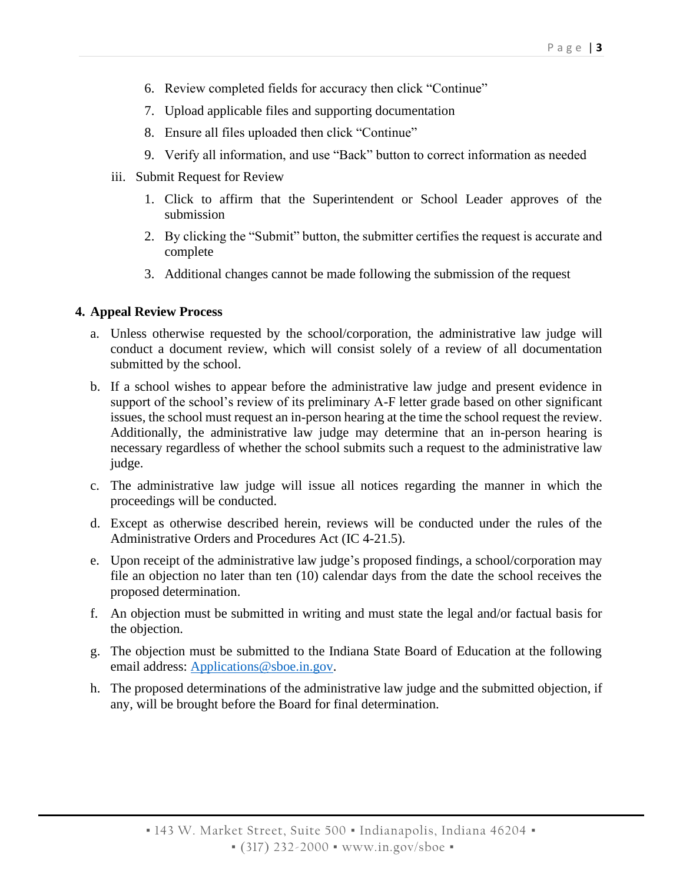6. Review completed fields for accuracy then click "Continue"
7. Upload applicable files and supporting documentation
8. Ensure all files uploaded then click "Continue"
9. Verify all information, and use "Back" button to correct information as needed

iii. Submit Request for Review

1. Click to affirm that the Superintendent or School Leader approves of the submission
2. By clicking the "Submit" button, the submitter certifies the request is accurate and complete
3. Additional changes cannot be made following the submission of the request

**4. Appeal Review Process**

a. Unless otherwise requested by the school/corporation, the administrative law judge will conduct a document review, which will consist solely of a review of all documentation submitted by the school.

b. If a school wishes to appear before the administrative law judge and present evidence in support of the school's review of its preliminary A-F letter grade based on other significant issues, the school must request an in-person hearing at the time the school request the review. Additionally, the administrative law judge may determine that an in-person hearing is necessary regardless of whether the school submits such a request to the administrative law judge.

c. The administrative law judge will issue all notices regarding the manner in which the proceedings will be conducted.

d. Except as otherwise described herein, reviews will be conducted under the rules of the Administrative Orders and Procedures Act (IC 4-21.5).

e. Upon receipt of the administrative law judge's proposed findings, a school/corporation may file an objection no later than ten (10) calendar days from the date the school receives the proposed determination.

f. An objection must be submitted in writing and must state the legal and/or factual basis for the objection.

g. The objection must be submitted to the Indiana State Board of Education at the following email address: Applications@sboe.in.gov.

h. The proposed determinations of the administrative law judge and the submitted objection, if any, will be brought before the Board for final determination.